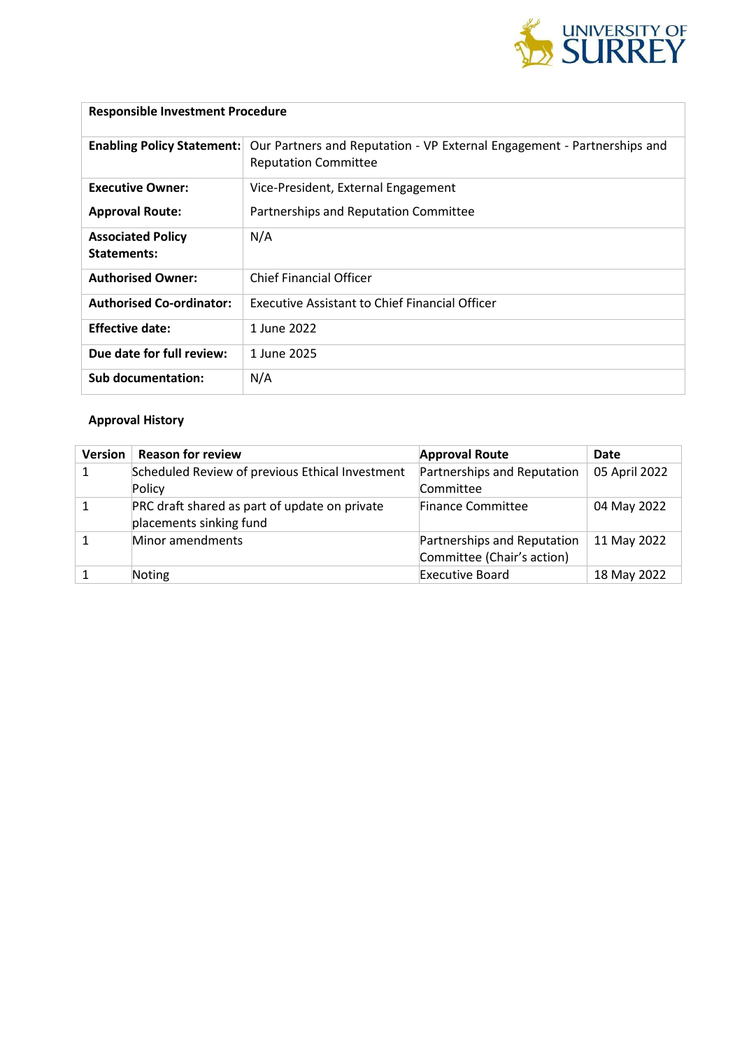| Responsible Investment Procedure | |
|---|---|
| **Enabling Policy Statement:** | Our Partners and Reputation - VP External Engagement - Partnerships and Reputation Committee |
| **Executive Owner:** | Vice-President, External Engagement |
| **Approval Route:** | Partnerships and Reputation Committee |
| **Associated Policy Statements:** | N/A |
| **Authorised Owner:** | Chief Financial Officer |
| **Authorised Co-ordinator:** | Executive Assistant to Chief Financial Officer |
| **Effective date:** | 1 June 2022 |
| **Due date for full review:** | 1 June 2025 |
| **Sub documentation:** | N/A |

**Approval History**

| Version | Reason for review | Approval Route | Date |
|---|---|---|---|
| 1 | Scheduled Review of previous Ethical Investment Policy | Partnerships and Reputation Committee | 05 April 2022 |
| 1 | PRC draft shared as part of update on private placements sinking fund | Finance Committee | 04 May 2022 |
| 1 | Minor amendments | Partnerships and Reputation Committee (Chair's action) | 11 May 2022 |
| 1 | Noting | Executive Board | 18 May 2022 |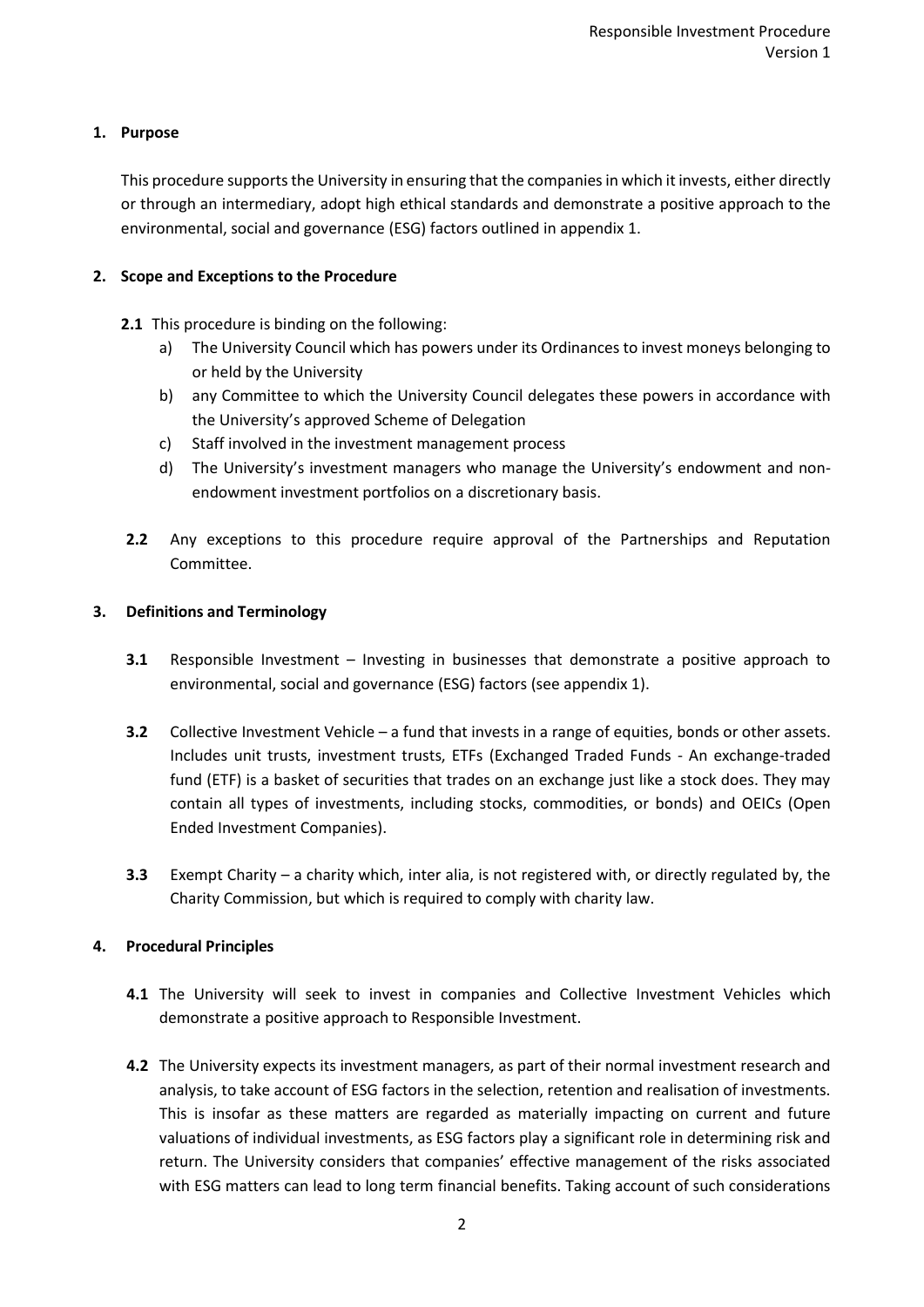## 1. Purpose

This procedure supports the University in ensuring that the companies in which it invests, either directly or through an intermediary, adopt high ethical standards and demonstrate a positive approach to the environmental, social and governance (ESG) factors outlined in appendix 1.

## 2. Scope and Exceptions to the Procedure

**2.1** This procedure is binding on the following:

a) The University Council which has powers under its Ordinances to invest moneys belonging to or held by the University

b) any Committee to which the University Council delegates these powers in accordance with the University's approved Scheme of Delegation

c) Staff involved in the investment management process

d) The University's investment managers who manage the University's endowment and non-endowment investment portfolios on a discretionary basis.

**2.2** Any exceptions to this procedure require approval of the Partnerships and Reputation Committee.

## 3. Definitions and Terminology

**3.1** Responsible Investment – Investing in businesses that demonstrate a positive approach to environmental, social and governance (ESG) factors (see appendix 1).

**3.2** Collective Investment Vehicle – a fund that invests in a range of equities, bonds or other assets. Includes unit trusts, investment trusts, ETFs (Exchanged Traded Funds - An exchange-traded fund (ETF) is a basket of securities that trades on an exchange just like a stock does. They may contain all types of investments, including stocks, commodities, or bonds) and OEICs (Open Ended Investment Companies).

**3.3** Exempt Charity – a charity which, inter alia, is not registered with, or directly regulated by, the Charity Commission, but which is required to comply with charity law.

## 4. Procedural Principles

**4.1** The University will seek to invest in companies and Collective Investment Vehicles which demonstrate a positive approach to Responsible Investment.

**4.2** The University expects its investment managers, as part of their normal investment research and analysis, to take account of ESG factors in the selection, retention and realisation of investments. This is insofar as these matters are regarded as materially impacting on current and future valuations of individual investments, as ESG factors play a significant role in determining risk and return. The University considers that companies' effective management of the risks associated with ESG matters can lead to long term financial benefits. Taking account of such considerations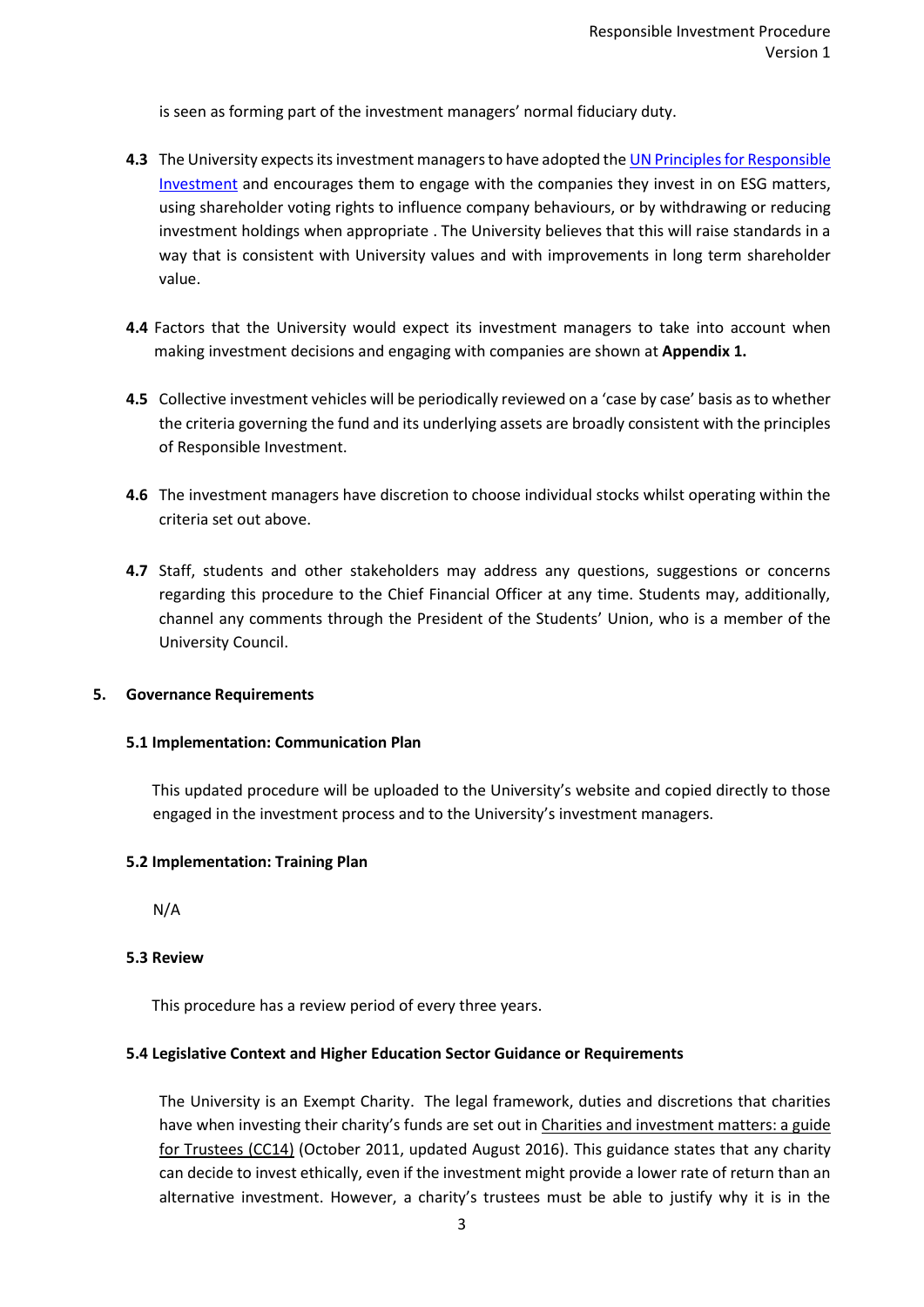is seen as forming part of the investment managers' normal fiduciary duty.

**4.3** The University expects its investment managers to have adopted the [UN Principles for Responsible Investment] and encourages them to engage with the companies they invest in on ESG matters, using shareholder voting rights to influence company behaviours, or by withdrawing or reducing investment holdings when appropriate . The University believes that this will raise standards in a way that is consistent with University values and with improvements in long term shareholder value.

**4.4** Factors that the University would expect its investment managers to take into account when making investment decisions and engaging with companies are shown at **Appendix 1.**

**4.5** Collective investment vehicles will be periodically reviewed on a 'case by case' basis as to whether the criteria governing the fund and its underlying assets are broadly consistent with the principles of Responsible Investment.

**4.6** The investment managers have discretion to choose individual stocks whilst operating within the criteria set out above.

**4.7** Staff, students and other stakeholders may address any questions, suggestions or concerns regarding this procedure to the Chief Financial Officer at any time. Students may, additionally, channel any comments through the President of the Students' Union, who is a member of the University Council.

## 5. Governance Requirements

### 5.1 Implementation: Communication Plan

This updated procedure will be uploaded to the University's website and copied directly to those engaged in the investment process and to the University's investment managers.

### 5.2 Implementation: Training Plan

N/A

### 5.3 Review

This procedure has a review period of every three years.

### 5.4 Legislative Context and Higher Education Sector Guidance or Requirements

The University is an Exempt Charity. The legal framework, duties and discretions that charities have when investing their charity's funds are set out in Charities and investment matters: a guide for Trustees (CC14) (October 2011, updated August 2016). This guidance states that any charity can decide to invest ethically, even if the investment might provide a lower rate of return than an alternative investment. However, a charity's trustees must be able to justify why it is in the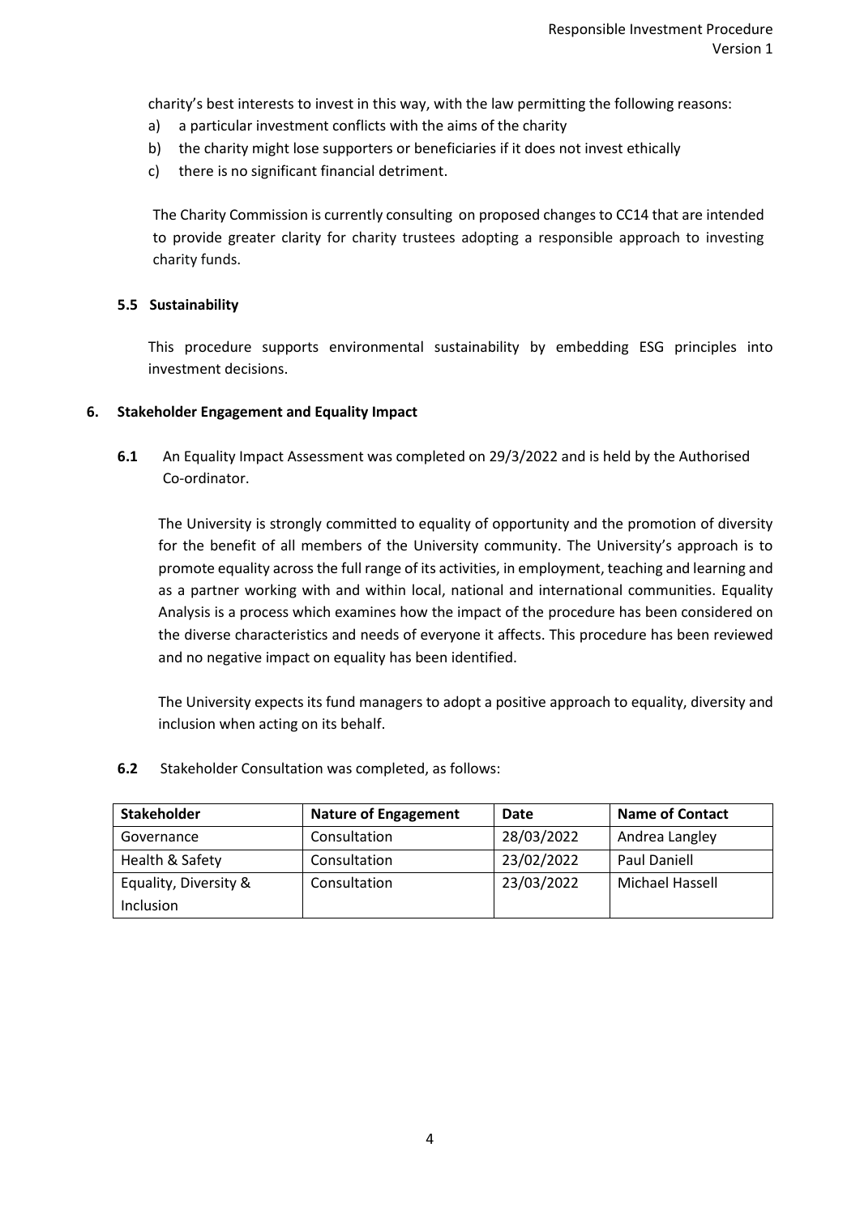charity's best interests to invest in this way, with the law permitting the following reasons:

a) a particular investment conflicts with the aims of the charity
b) the charity might lose supporters or beneficiaries if it does not invest ethically
c) there is no significant financial detriment.

The Charity Commission is currently consulting on proposed changes to CC14 that are intended to provide greater clarity for charity trustees adopting a responsible approach to investing charity funds.

### 5.5 Sustainability

This procedure supports environmental sustainability by embedding ESG principles into investment decisions.

## 6. Stakeholder Engagement and Equality Impact

**6.1** An Equality Impact Assessment was completed on 29/3/2022 and is held by the Authorised Co-ordinator.

The University is strongly committed to equality of opportunity and the promotion of diversity for the benefit of all members of the University community. The University's approach is to promote equality across the full range of its activities, in employment, teaching and learning and as a partner working with and within local, national and international communities. Equality Analysis is a process which examines how the impact of the procedure has been considered on the diverse characteristics and needs of everyone it affects. This procedure has been reviewed and no negative impact on equality has been identified.

The University expects its fund managers to adopt a positive approach to equality, diversity and inclusion when acting on its behalf.

**6.2** Stakeholder Consultation was completed, as follows:

| Stakeholder | Nature of Engagement | Date | Name of Contact |
|---|---|---|---|
| Governance | Consultation | 28/03/2022 | Andrea Langley |
| Health & Safety | Consultation | 23/02/2022 | Paul Daniell |
| Equality, Diversity & Inclusion | Consultation | 23/03/2022 | Michael Hassell |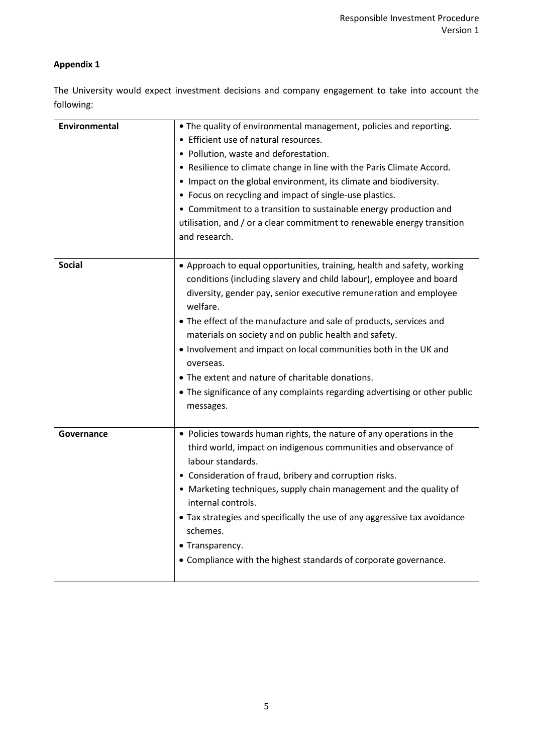**Appendix 1**

The University would expect investment decisions and company engagement to take into account the following:

| | |
|---|---|
| **Environmental** | • The quality of environmental management, policies and reporting.<br>• Efficient use of natural resources.<br>• Pollution, waste and deforestation.<br>• Resilience to climate change in line with the Paris Climate Accord.<br>• Impact on the global environment, its climate and biodiversity.<br>• Focus on recycling and impact of single-use plastics.<br>• Commitment to a transition to sustainable energy production and utilisation, and / or a clear commitment to renewable energy transition and research. |
| **Social** | • Approach to equal opportunities, training, health and safety, working conditions (including slavery and child labour), employee and board diversity, gender pay, senior executive remuneration and employee welfare.<br>• The effect of the manufacture and sale of products, services and materials on society and on public health and safety.<br>• Involvement and impact on local communities both in the UK and overseas.<br>• The extent and nature of charitable donations.<br>• The significance of any complaints regarding advertising or other public messages. |
| **Governance** | • Policies towards human rights, the nature of any operations in the third world, impact on indigenous communities and observance of labour standards.<br>• Consideration of fraud, bribery and corruption risks.<br>• Marketing techniques, supply chain management and the quality of internal controls.<br>• Tax strategies and specifically the use of any aggressive tax avoidance schemes.<br>• Transparency.<br>• Compliance with the highest standards of corporate governance. |